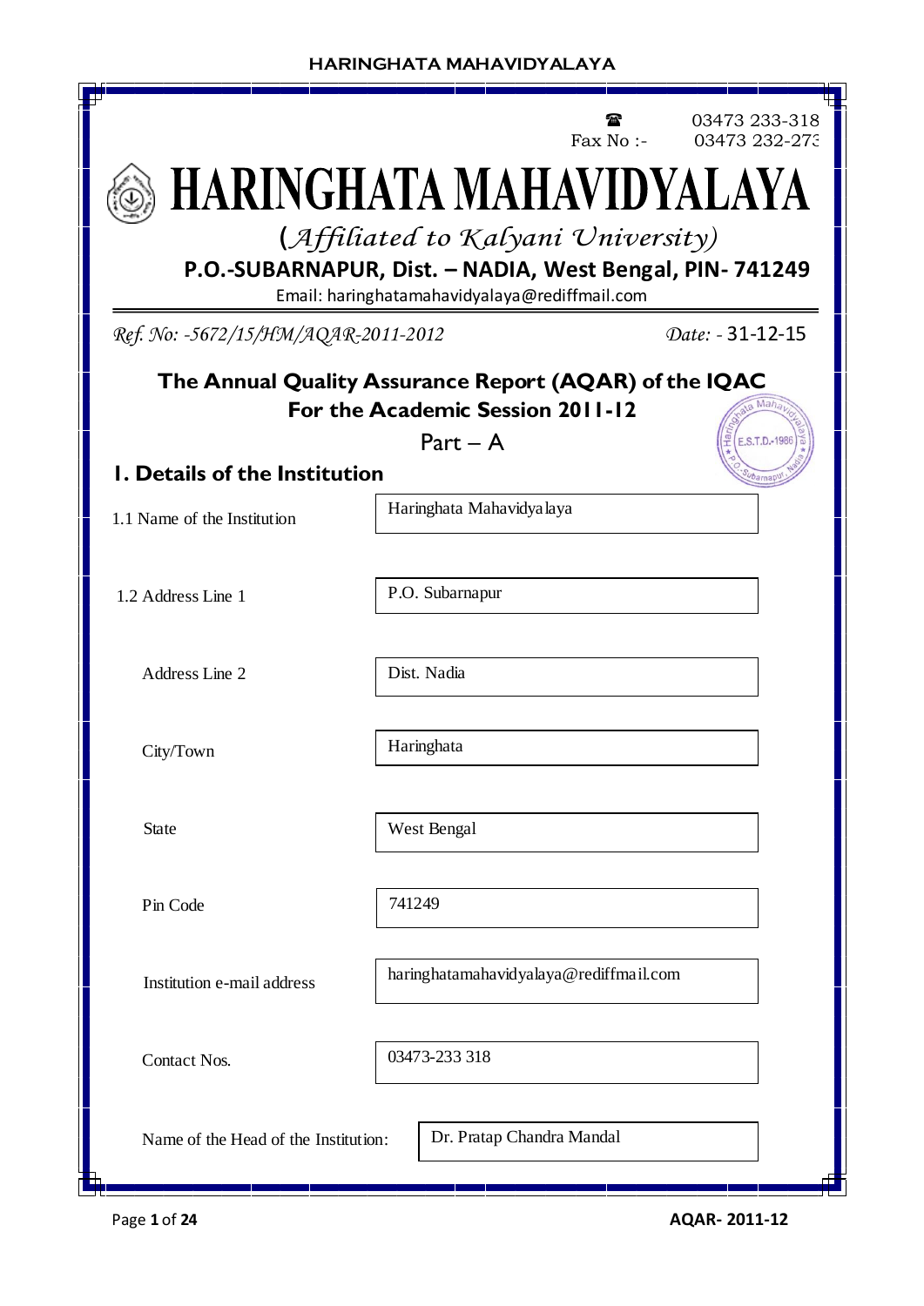☎ 03473 233-318
Fax No :- 03473 232-273

# HARINGHATA MAHAVIDYALAYA

*(Affiliated to Kalyani University)*

**P.O.-SUBARNAPUR, Dist. – NADIA, West Bengal, PIN- 741249**

Email: haringhatamahavidyalaya@rediffmail.com

*Ref. No: -5672/15/HM/AQAR-2011-2012* *Date: -* 31-12-15

## The Annual Quality Assurance Report (AQAR) of the IQAC
## For the Academic Session 2011-12

Part – A

### 1. Details of the Institution

| | |
|---|---|
| 1.1 Name of the Institution | Haringhata Mahavidyalaya |
| 1.2 Address Line 1 | P.O. Subarnapur |
| Address Line 2 | Dist. Nadia |
| City/Town | Haringhata |
| State | West Bengal |
| Pin Code | 741249 |
| Institution e-mail address | haringhatamahavidyalaya@rediffmail.com |
| Contact Nos. | 03473-233 318 |
| Name of the Head of the Institution: | Dr. Pratap Chandra Mandal |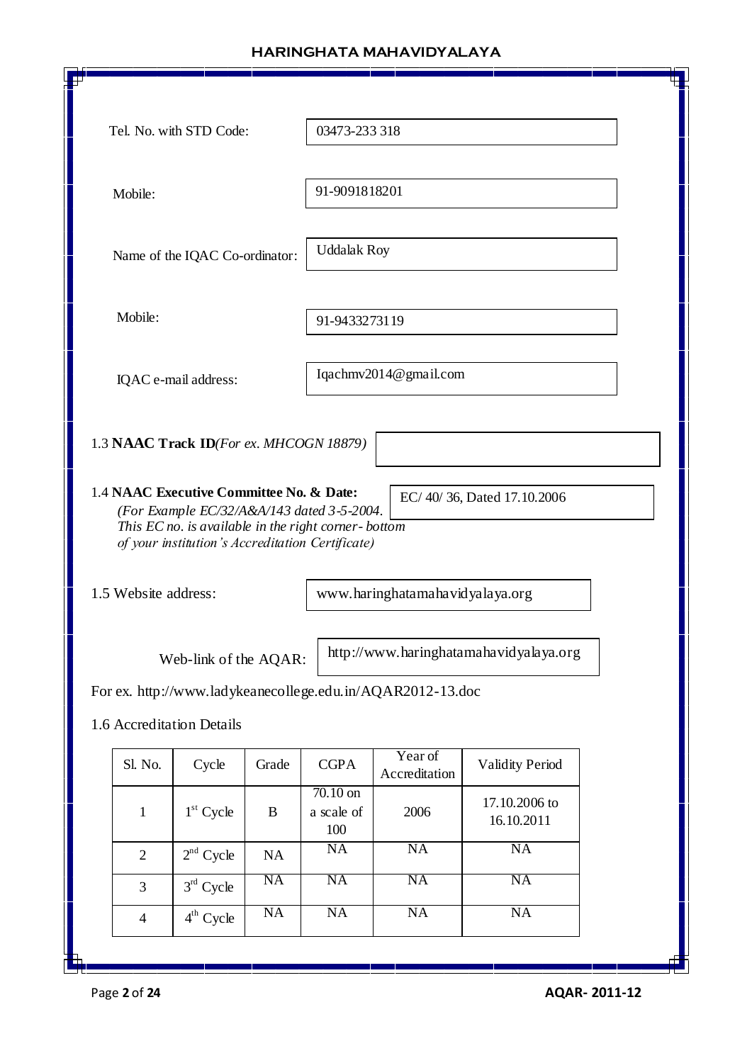Tel. No. with STD Code: 03473-233 318

Mobile: 91-9091818201

Name of the IQAC Co-ordinator: Uddalak Roy

Mobile: 91-9433273119

IQAC e-mail address: Iqachmv2014@gmail.com

1.3 **NAAC Track ID**(*For ex. MHCOGN 18879*)

1.4 **NAAC Executive Committee No. & Date:** EC/ 40/ 36, Dated 17.10.2006
*(For Example EC/32/A&A/143 dated 3-5-2004. This EC no. is available in the right corner- bottom of your institution's Accreditation Certificate)*

1.5 Website address: www.haringhatamahavidyalaya.org

Web-link of the AQAR: http://www.haringhatamahavidyalaya.org

For ex. http://www.ladykeanecollege.edu.in/AQAR2012-13.doc

1.6 Accreditation Details

| Sl. No. | Cycle | Grade | CGPA | Year of Accreditation | Validity Period |
|---|---|---|---|---|---|
| 1 | 1st Cycle | B | 70.10 on a scale of 100 | 2006 | 17.10.2006 to 16.10.2011 |
| 2 | 2nd Cycle | NA | NA | NA | NA |
| 3 | 3rd Cycle | NA | NA | NA | NA |
| 4 | 4th Cycle | NA | NA | NA | NA |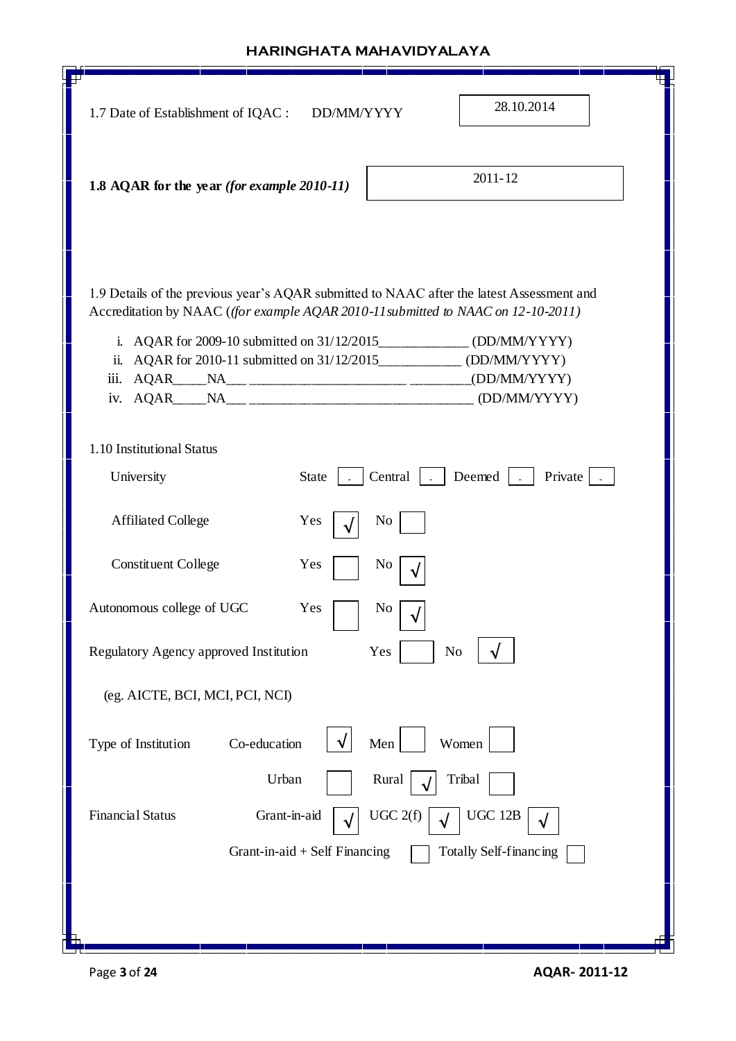1.7 Date of Establishment of IQAC : DD/MM/YYYY — 28.10.2014

**1.8 AQAR for the year** ***(for example 2010-11)*** — 2011-12

1.9 Details of the previous year's AQAR submitted to NAAC after the latest Assessment and Accreditation by NAAC (*(for example AQAR 2010-11submitted to NAAC on 12-10-2011)*

i. AQAR for 2009-10 submitted on 31/12/2015_____________ (DD/MM/YYYY)
ii. AQAR for 2010-11 submitted on 31/12/2015____________ (DD/MM/YYYY)
iii. AQAR_____NA___ _______________________ _________(DD/MM/YYYY)
iv. AQAR_____NA___ _________________________________ (DD/MM/YYYY)

1.10 Institutional Status

| | | | | |
|---|---|---|---|---|
| University | State: - | Central: - | Deemed: - | Private: - |
| Affiliated College | Yes: √ | No: | | |
| Constituent College | Yes: | No: √ | | |
| Autonomous college of UGC | Yes: | No: √ | | |
| Regulatory Agency approved Institution (eg. AICTE, BCI, MCI, PCI, NCI) | Yes: | No: √ | | |

| | | | |
|---|---|---|---|
| Type of Institution | Co-education: √ | Men: | Women: |
| | Urban: | Rural: √ | Tribal: |
| Financial Status | Grant-in-aid: √ | UGC 2(f): √ | UGC 12B: √ |
| | Grant-in-aid + Self Financing: | Totally Self-financing: | |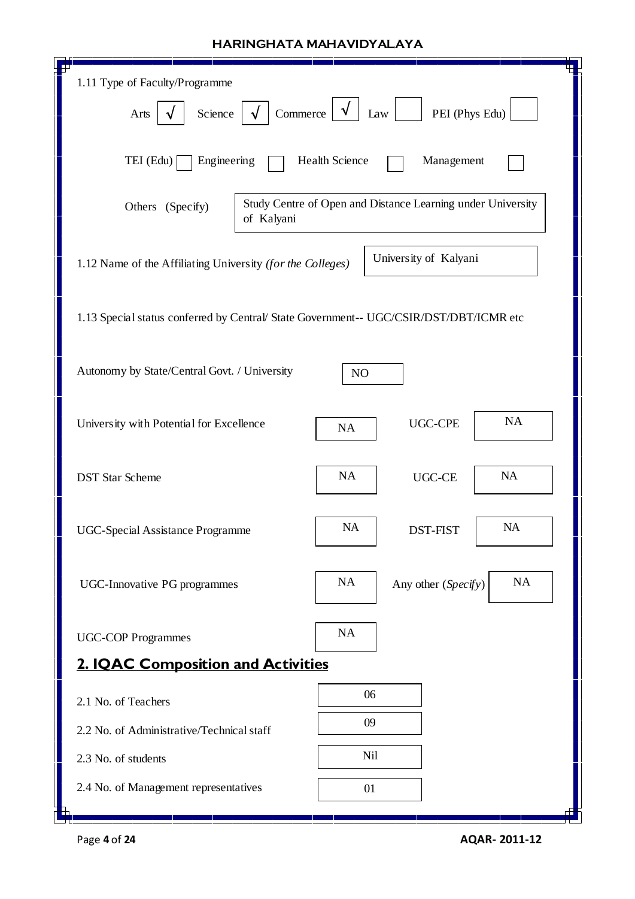1.11 Type of Faculty/Programme

Arts √ Science √ Commerce √ Law PEI (Phys Edu)

TEI (Edu) Engineering Health Science Management

Others (Specify): Study Centre of Open and Distance Learning under University of Kalyani

1.12 Name of the Affiliating University *(for the Colleges)*: University of Kalyani

1.13 Special status conferred by Central/ State Government-- UGC/CSIR/DST/DBT/ICMR etc

| | | | |
|---|---|---|---|
| Autonomy by State/Central Govt. / University | NO | | |
| University with Potential for Excellence | NA | UGC-CPE | NA |
| DST Star Scheme | NA | UGC-CE | NA |
| UGC-Special Assistance Programme | NA | DST-FIST | NA |
| UGC-Innovative PG programmes | NA | Any other (*Specify*) | NA |
| UGC-COP Programmes | NA | | |

## 2. IQAC Composition and Activities

| | |
|---|---|
| 2.1 No. of Teachers | 06 |
| 2.2 No. of Administrative/Technical staff | 09 |
| 2.3 No. of students | Nil |
| 2.4 No. of Management representatives | 01 |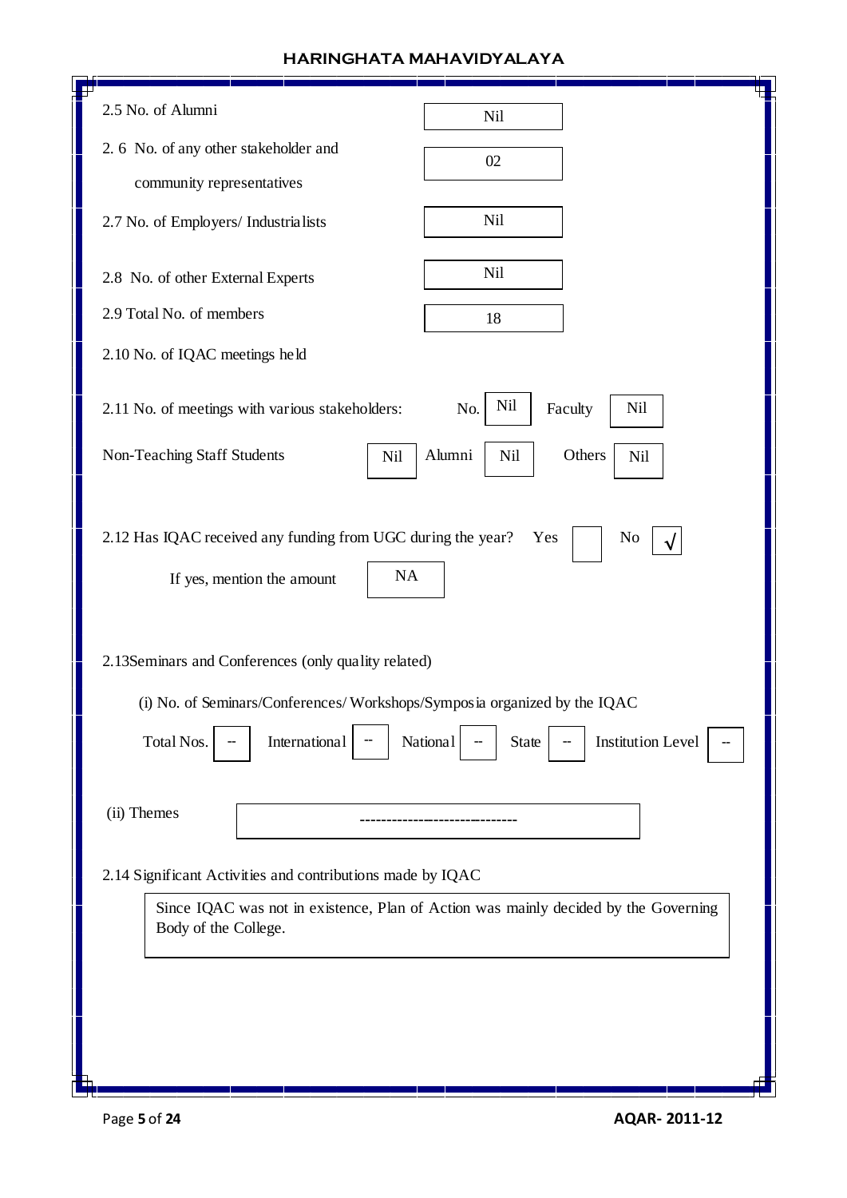2.5 No. of Alumni: Nil

2.6 No. of any other stakeholder and community representatives: 02

2.7 No. of Employers/ Industrialists: Nil

2.8 No. of other External Experts: Nil

2.9 Total No. of members: 18

2.10 No. of IQAC meetings held

2.11 No. of meetings with various stakeholders: No. Nil Faculty Nil

Non-Teaching Staff Students Nil Alumni Nil Others Nil

2.12 Has IQAC received any funding from UGC during the year? Yes ☐ No √

If yes, mention the amount: NA

2.13 Seminars and Conferences (only quality related)

(i) No. of Seminars/Conferences/ Workshops/Symposia organized by the IQAC

| Total Nos. | International | National | State | Institution Level |
|---|---|---|---|---|
| -- | -- | -- | -- | -- |

(ii) Themes: -----------------------------

2.14 Significant Activities and contributions made by IQAC

Since IQAC was not in existence, Plan of Action was mainly decided by the Governing Body of the College.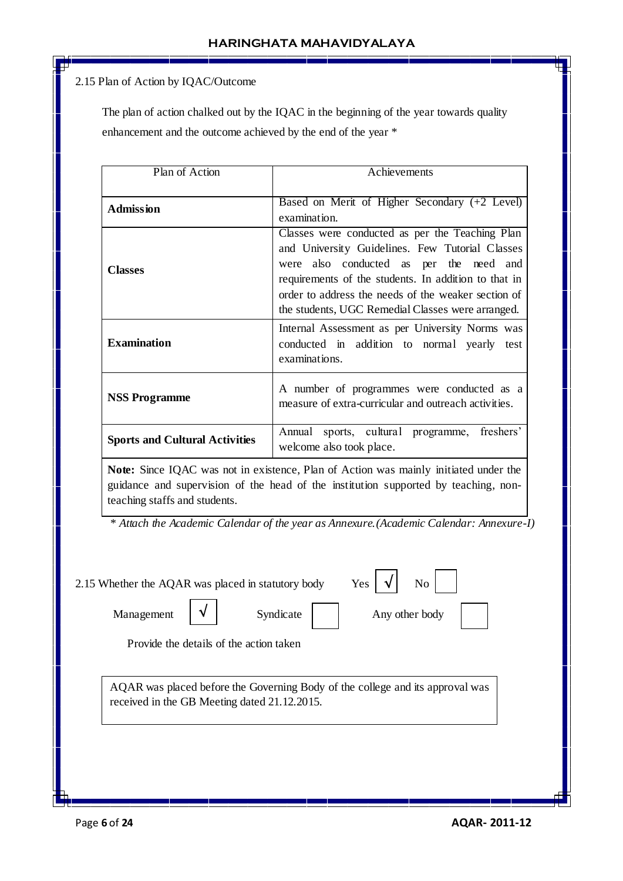2.15 Plan of Action by IQAC/Outcome

The plan of action chalked out by the IQAC in the beginning of the year towards quality enhancement and the outcome achieved by the end of the year *

| Plan of Action | Achievements |
|---|---|
| **Admission** | Based on Merit of Higher Secondary (+2 Level) examination. |
| **Classes** | Classes were conducted as per the Teaching Plan and University Guidelines. Few Tutorial Classes were also conducted as per the need and requirements of the students. In addition to that in order to address the needs of the weaker section of the students, UGC Remedial Classes were arranged. |
| **Examination** | Internal Assessment as per University Norms was conducted in addition to normal yearly test examinations. |
| **NSS Programme** | A number of programmes were conducted as a measure of extra-curricular and outreach activities. |
| **Sports and Cultural Activities** | Annual sports, cultural programme, freshers' welcome also took place. |

**Note:** Since IQAC was not in existence, Plan of Action was mainly initiated under the guidance and supervision of the head of the institution supported by teaching, non-teaching staffs and students.

*\* Attach the Academic Calendar of the year as Annexure.(Academic Calendar: Annexure-I)*

2.15 Whether the AQAR was placed in statutory body Yes [√] No [ ]

Management [√] Syndicate [ ] Any other body [ ]

Provide the details of the action taken

AQAR was placed before the Governing Body of the college and its approval was received in the GB Meeting dated 21.12.2015.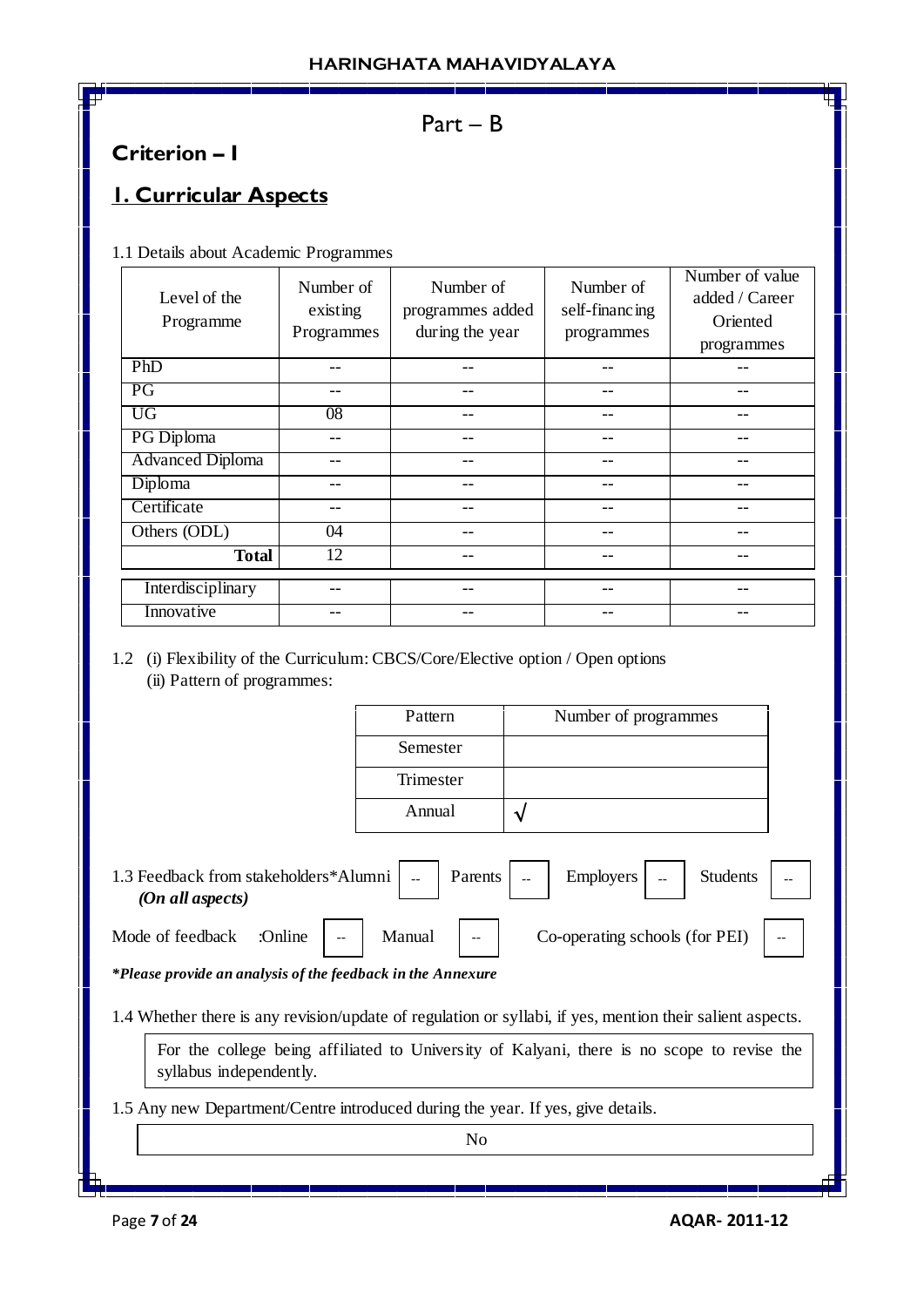## Part – B

# Criterion – I

## I. Curricular Aspects

1.1 Details about Academic Programmes

| Level of the Programme | Number of existing Programmes | Number of programmes added during the year | Number of self-financing programmes | Number of value added / Career Oriented programmes |
|---|---|---|---|---|
| PhD | -- | -- | -- | -- |
| PG | -- | -- | -- | -- |
| UG | 08 | -- | -- | -- |
| PG Diploma | -- | -- | -- | -- |
| Advanced Diploma | -- | -- | -- | -- |
| Diploma | -- | -- | -- | -- |
| Certificate | -- | -- | -- | -- |
| Others (ODL) | 04 | -- | -- | -- |
| **Total** | 12 | -- | -- | -- |
| Interdisciplinary | -- | -- | -- | -- |
| Innovative | -- | -- | -- | -- |

1.2 (i) Flexibility of the Curriculum: CBCS/Core/Elective option / Open options
(ii) Pattern of programmes:

| Pattern | Number of programmes |
|---|---|
| Semester | |
| Trimester | |
| Annual | √ |

1.3 Feedback from stakeholders*Alumni -- Parents -- Employers -- Students --
*(On all aspects)*

Mode of feedback :Online -- Manual -- Co-operating schools (for PEI) --

***Please provide an analysis of the feedback in the Annexure***

1.4 Whether there is any revision/update of regulation or syllabi, if yes, mention their salient aspects.

For the college being affiliated to University of Kalyani, there is no scope to revise the syllabus independently.

1.5 Any new Department/Centre introduced during the year. If yes, give details.

No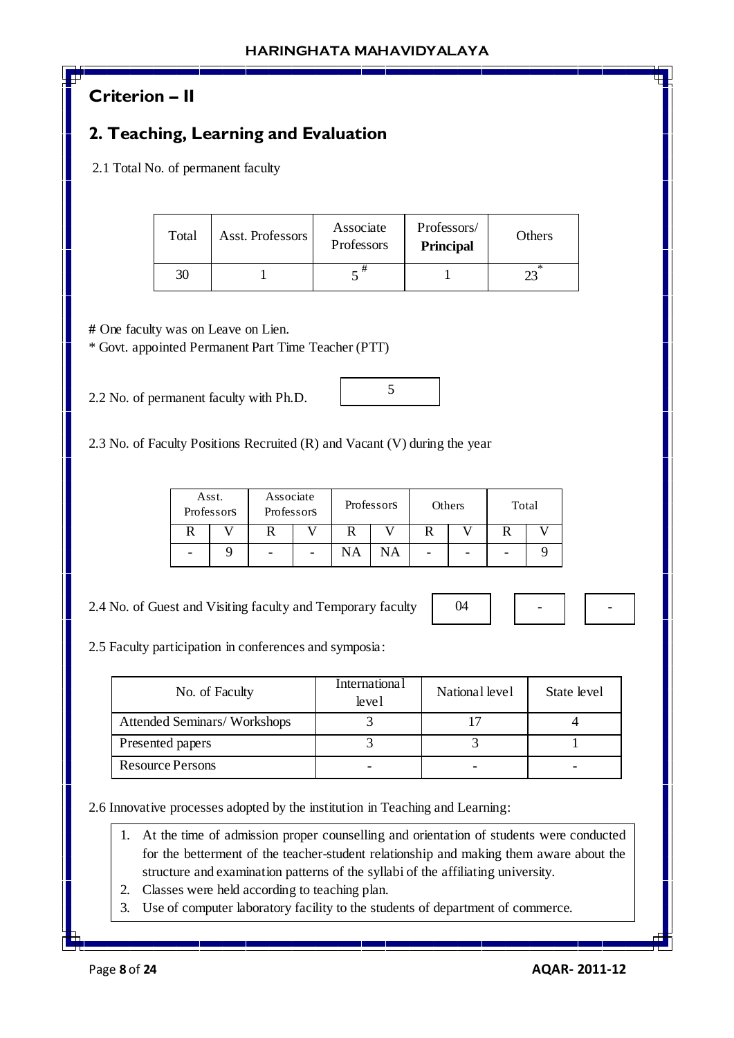## Criterion – II

## 2. Teaching, Learning and Evaluation

2.1 Total No. of permanent faculty

| Total | Asst. Professors | Associate Professors | Professors/ **Principal** | Others |
|---|---|---|---|---|
| 30 | 1 | 5 # | 1 | 23 * |

**#** One faculty was on Leave on Lien.

\* Govt. appointed Permanent Part Time Teacher (PTT)

2.2 No. of permanent faculty with Ph.D. 5

2.3 No. of Faculty Positions Recruited (R) and Vacant (V) during the year

| Asst. Professors | | Associate Professors | | Professors | | Others | | Total | |
|---|---|---|---|---|---|---|---|---|---|
| R | V | R | V | R | V | R | V | R | V |
| - | 9 | - | - | NA | NA | - | - | - | 9 |

2.4 No. of Guest and Visiting faculty and Temporary faculty | 04 | - | - |

2.5 Faculty participation in conferences and symposia:

| No. of Faculty | International level | National level | State level |
|---|---|---|---|
| Attended Seminars/ Workshops | 3 | 17 | 4 |
| Presented papers | 3 | 3 | 1 |
| Resource Persons | - | - | - |

2.6 Innovative processes adopted by the institution in Teaching and Learning:

1. At the time of admission proper counselling and orientation of students were conducted for the betterment of the teacher-student relationship and making them aware about the structure and examination patterns of the syllabi of the affiliating university.
2. Classes were held according to teaching plan.
3. Use of computer laboratory facility to the students of department of commerce.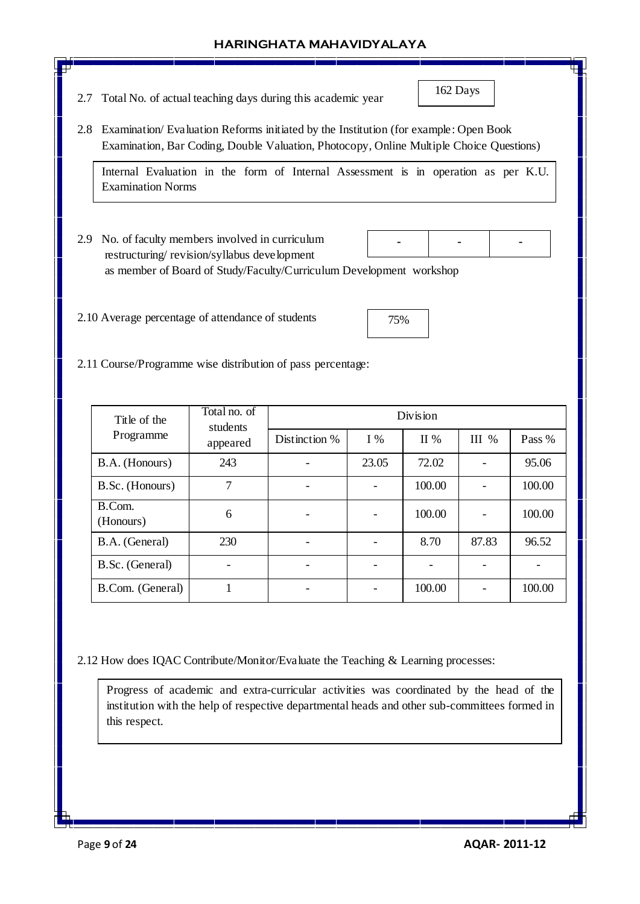2.7 Total No. of actual teaching days during this academic year

162 Days

2.8 Examination/ Evaluation Reforms initiated by the Institution (for example: Open Book Examination, Bar Coding, Double Valuation, Photocopy, Online Multiple Choice Questions)

Internal Evaluation in the form of Internal Assessment is in operation as per K.U. Examination Norms

2.9 No. of faculty members involved in curriculum restructuring/ revision/syllabus development as member of Board of Study/Faculty/Curriculum Development workshop

| - | - | - |
|---|---|---|

2.10 Average percentage of attendance of students

75%

2.11 Course/Programme wise distribution of pass percentage:

| Title of the Programme | Total no. of students appeared | Division | | | | |
|---|---|---|---|---|---|---|
| | | Distinction % | I % | II % | III % | Pass % |
| B.A. (Honours) | 243 | - | 23.05 | 72.02 | - | 95.06 |
| B.Sc. (Honours) | 7 | - | - | 100.00 | - | 100.00 |
| B.Com. (Honours) | 6 | - | - | 100.00 | - | 100.00 |
| B.A. (General) | 230 | - | - | 8.70 | 87.83 | 96.52 |
| B.Sc. (General) | - | - | - | - | - | - |
| B.Com. (General) | 1 | - | - | 100.00 | - | 100.00 |

2.12 How does IQAC Contribute/Monitor/Evaluate the Teaching & Learning processes:

Progress of academic and extra-curricular activities was coordinated by the head of the institution with the help of respective departmental heads and other sub-committees formed in this respect.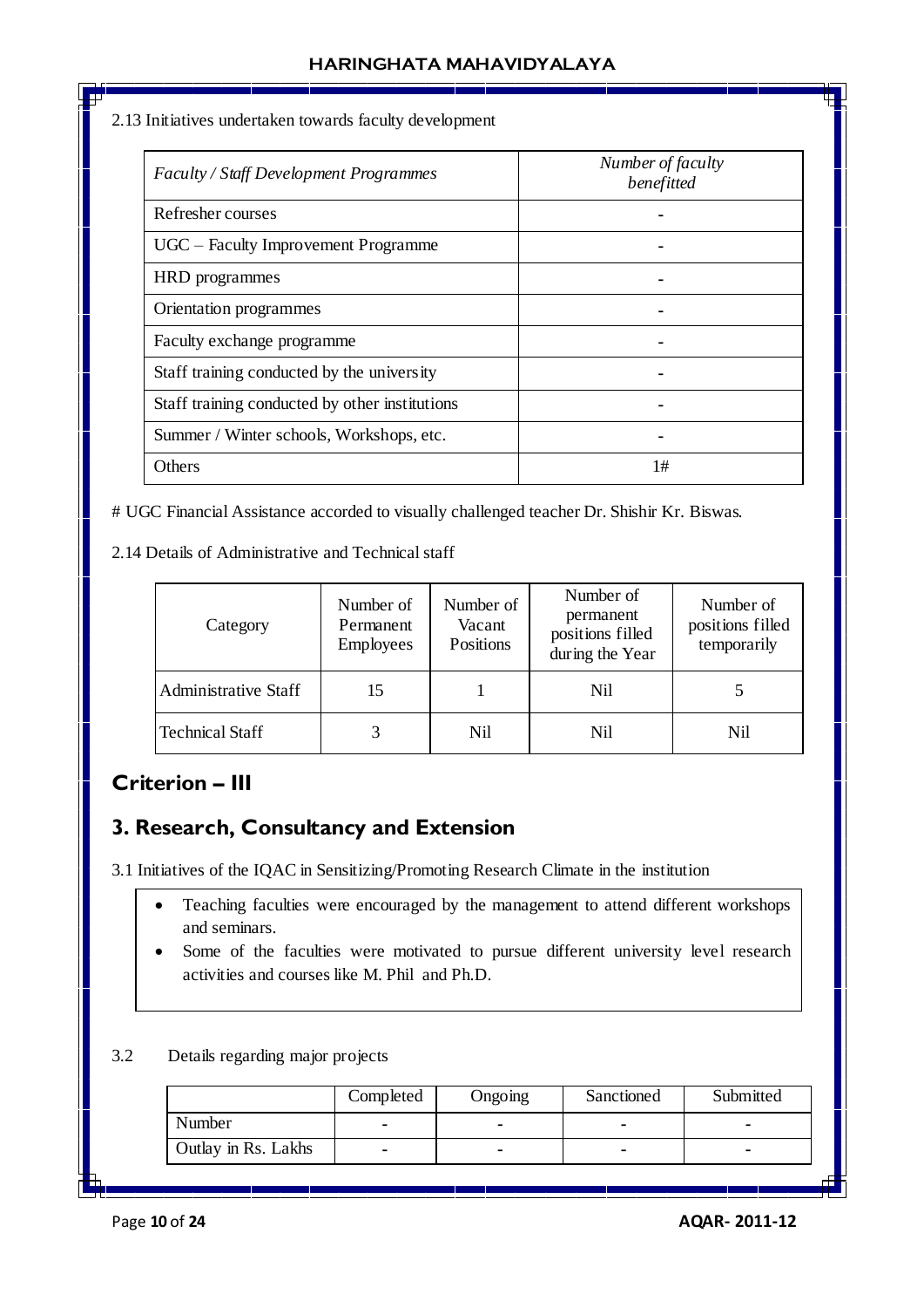2.13 Initiatives undertaken towards faculty development

| *Faculty / Staff Development Programmes* | *Number of faculty benefitted* |
|---|---|
| Refresher courses | - |
| UGC – Faculty Improvement Programme | - |
| HRD programmes | - |
| Orientation programmes | - |
| Faculty exchange programme | - |
| Staff training conducted by the university | - |
| Staff training conducted by other institutions | - |
| Summer / Winter schools, Workshops, etc. | - |
| Others | 1# |

# UGC Financial Assistance accorded to visually challenged teacher Dr. Shishir Kr. Biswas.

2.14 Details of Administrative and Technical staff

| Category | Number of Permanent Employees | Number of Vacant Positions | Number of permanent positions filled during the Year | Number of positions filled temporarily |
|---|---|---|---|---|
| Administrative Staff | 15 | 1 | Nil | 5 |
| Technical Staff | 3 | Nil | Nil | Nil |

## Criterion – III

## 3. Research, Consultancy and Extension

3.1 Initiatives of the IQAC in Sensitizing/Promoting Research Climate in the institution

- Teaching faculties were encouraged by the management to attend different workshops and seminars.
- Some of the faculties were motivated to pursue different university level research activities and courses like M. Phil and Ph.D.

3.2 Details regarding major projects

| | Completed | Ongoing | Sanctioned | Submitted |
|---|---|---|---|---|
| Number | - | - | - | - |
| Outlay in Rs. Lakhs | - | - | - | - |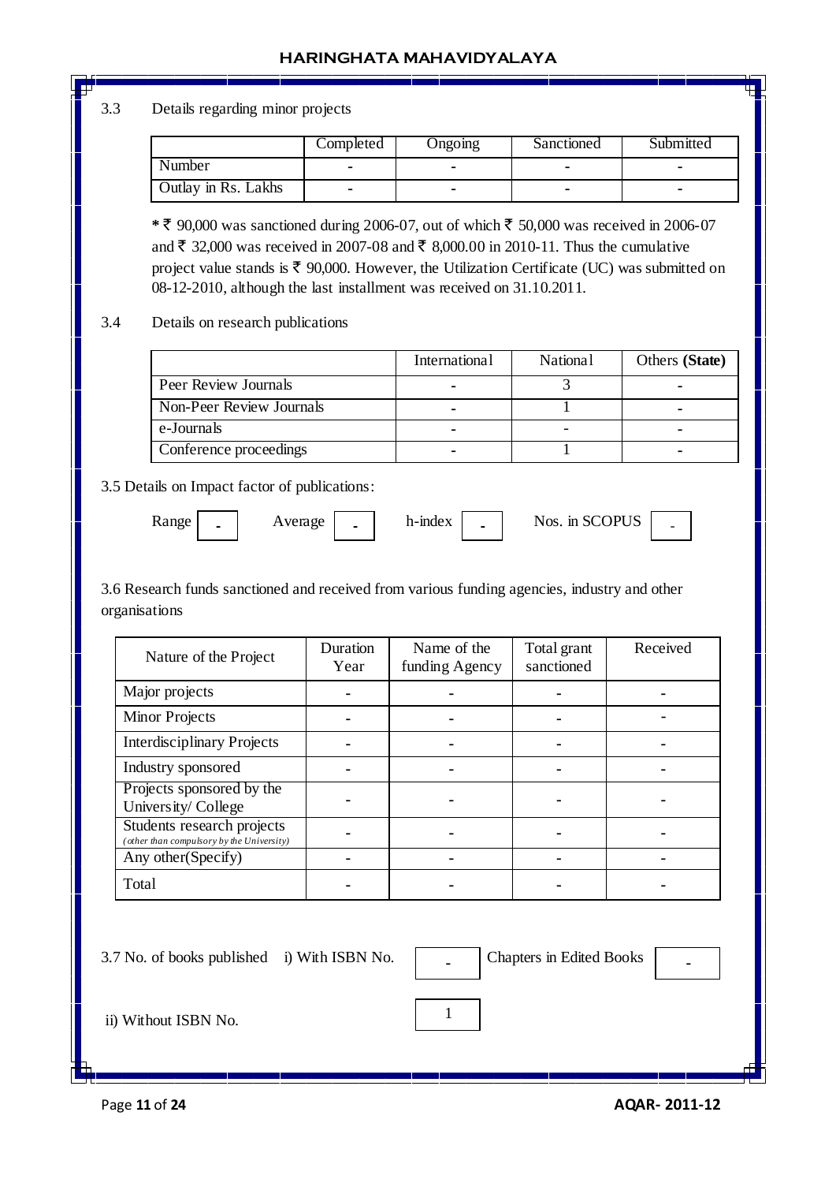3.3 Details regarding minor projects

| | Completed | Ongoing | Sanctioned | Submitted |
|---|---|---|---|---|
| Number | - | - | - | - |
| Outlay in Rs. Lakhs | - | - | - | - |

**\*** ₹ 90,000 was sanctioned during 2006-07, out of which ₹ 50,000 was received in 2006-07 and ₹ 32,000 was received in 2007-08 and ₹ 8,000.00 in 2010-11. Thus the cumulative project value stands is ₹ 90,000. However, the Utilization Certificate (UC) was submitted on 08-12-2010, although the last installment was received on 31.10.2011.

3.4 Details on research publications

| | International | National | Others **(State)** |
|---|---|---|---|
| Peer Review Journals | - | 3 | - |
| Non-Peer Review Journals | - | 1 | - |
| e-Journals | - | - | - |
| Conference proceedings | - | 1 | - |

3.5 Details on Impact factor of publications:

Range - Average - h-index - Nos. in SCOPUS -

3.6 Research funds sanctioned and received from various funding agencies, industry and other organisations

| Nature of the Project | Duration Year | Name of the funding Agency | Total grant sanctioned | Received |
|---|---|---|---|---|
| Major projects | - | - | - | - |
| Minor Projects | - | - | - | - |
| Interdisciplinary Projects | - | - | - | - |
| Industry sponsored | - | - | - | - |
| Projects sponsored by the University/ College | - | - | - | - |
| Students research projects *(other than compulsory by the University)* | - | - | - | - |
| Any other(Specify) | - | - | - | - |
| Total | - | - | - | - |

3.7 No. of books published i) With ISBN No. - Chapters in Edited Books -

ii) Without ISBN No. 1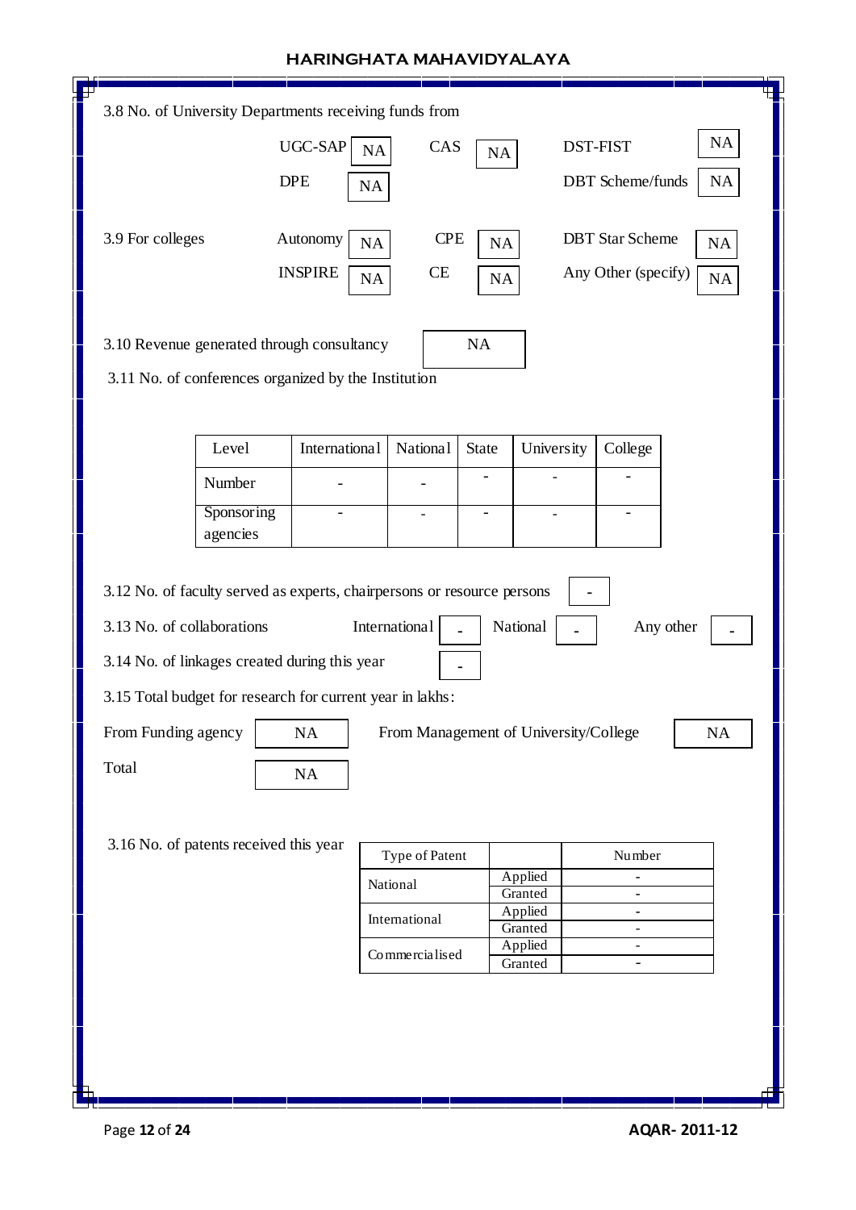3.8 No. of University Departments receiving funds from

| | | | | | |
|---|---|---|---|---|---|
| UGC-SAP | NA | CAS | NA | DST-FIST | NA |
| DPE | NA | | | DBT Scheme/funds | NA |

3.9 For colleges

| | | | | | |
|---|---|---|---|---|---|
| Autonomy | NA | CPE | NA | DBT Star Scheme | NA |
| INSPIRE | NA | CE | NA | Any Other (specify) | NA |

3.10 Revenue generated through consultancy: NA

3.11 No. of conferences organized by the Institution

| Level | International | National | State | University | College |
|---|---|---|---|---|---|
| Number | - | - | - | - | - |
| Sponsoring agencies | - | - | - | - | - |

3.12 No. of faculty served as experts, chairpersons or resource persons: -

3.13 No. of collaborations: International: - National: - Any other: -

3.14 No. of linkages created during this year: -

3.15 Total budget for research for current year in lakhs:

From Funding agency: NA From Management of University/College: NA

Total: NA

3.16 No. of patents received this year

| Type of Patent | | Number |
|---|---|---|
| National | Applied | - |
| | Granted | - |
| International | Applied | - |
| | Granted | - |
| Commercialised | Applied | - |
| | Granted | - |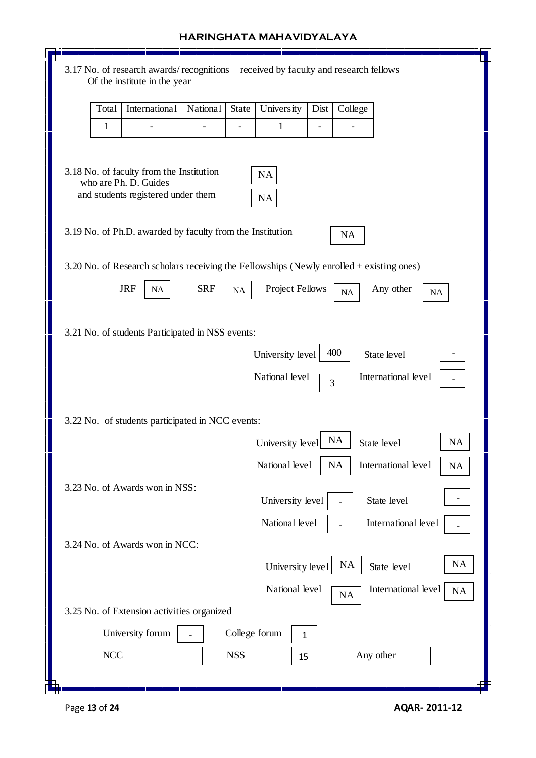3.17 No. of research awards/ recognitions received by faculty and research fellows Of the institute in the year

| Total | International | National | State | University | Dist | College |
|---|---|---|---|---|---|---|
| 1 | - | - | - | 1 | - | - |

3.18 No. of faculty from the Institution who are Ph. D. Guides: NA

and students registered under them: NA

3.19 No. of Ph.D. awarded by faculty from the Institution: NA

3.20 No. of Research scholars receiving the Fellowships (Newly enrolled + existing ones)

JRF: NA | SRF: NA | Project Fellows: NA | Any other: NA

3.21 No. of students Participated in NSS events:

| | | | |
|---|---|---|---|
| University level | 400 | State level | - |
| National level | 3 | International level | - |

3.22 No. of students participated in NCC events:

| | | | |
|---|---|---|---|
| University level | NA | State level | NA |
| National level | NA | International level | NA |

3.23 No. of Awards won in NSS:

| | | | |
|---|---|---|---|
| University level | - | State level | - |
| National level | - | International level | - |

3.24 No. of Awards won in NCC:

| | | | |
|---|---|---|---|
| University level | NA | State level | NA |
| National level | NA | International level | NA |

3.25 No. of Extension activities organized

| | | | | | |
|---|---|---|---|---|---|
| University forum | - | College forum | 1 | | |
| NCC | | NSS | 15 | Any other | |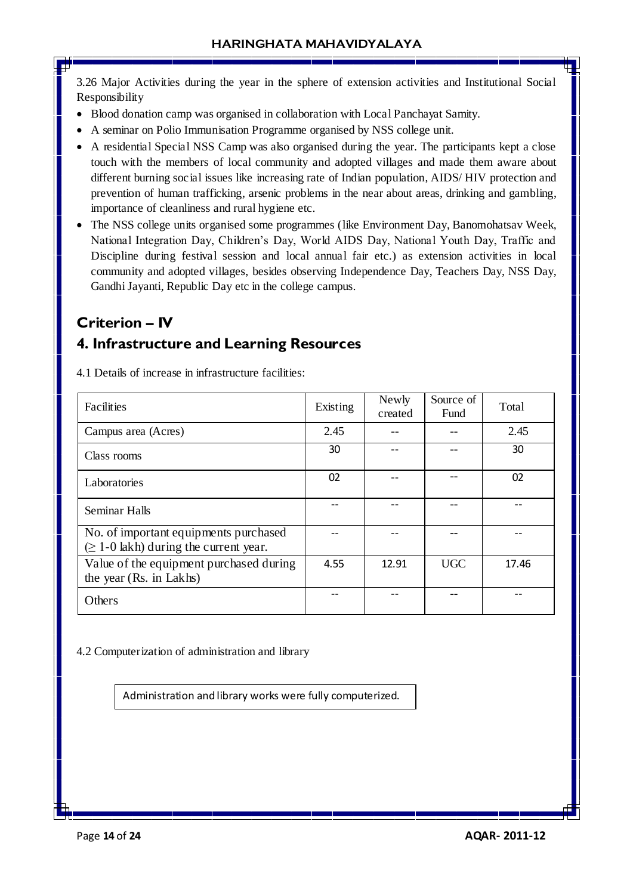3.26 Major Activities during the year in the sphere of extension activities and Institutional Social Responsibility

- Blood donation camp was organised in collaboration with Local Panchayat Samity.
- A seminar on Polio Immunisation Programme organised by NSS college unit.
- A residential Special NSS Camp was also organised during the year. The participants kept a close touch with the members of local community and adopted villages and made them aware about different burning social issues like increasing rate of Indian population, AIDS/ HIV protection and prevention of human trafficking, arsenic problems in the near about areas, drinking and gambling, importance of cleanliness and rural hygiene etc.
- The NSS college units organised some programmes (like Environment Day, Banomohatsav Week, National Integration Day, Children's Day, World AIDS Day, National Youth Day, Traffic and Discipline during festival session and local annual fair etc.) as extension activities in local community and adopted villages, besides observing Independence Day, Teachers Day, NSS Day, Gandhi Jayanti, Republic Day etc in the college campus.

## Criterion – IV

## 4. Infrastructure and Learning Resources

4.1 Details of increase in infrastructure facilities:

| Facilities | Existing | Newly created | Source of Fund | Total |
|---|---|---|---|---|
| Campus area (Acres) | 2.45 | -- | -- | 2.45 |
| Class rooms | 30 | -- | -- | 30 |
| Laboratories | 02 | -- | -- | 02 |
| Seminar Halls | -- | -- | -- | -- |
| No. of important equipments purchased (≥ 1-0 lakh) during the current year. | -- | -- | -- | -- |
| Value of the equipment purchased during the year (Rs. in Lakhs) | 4.55 | 12.91 | UGC | 17.46 |
| Others | -- | -- | -- | -- |

4.2 Computerization of administration and library

Administration and library works were fully computerized.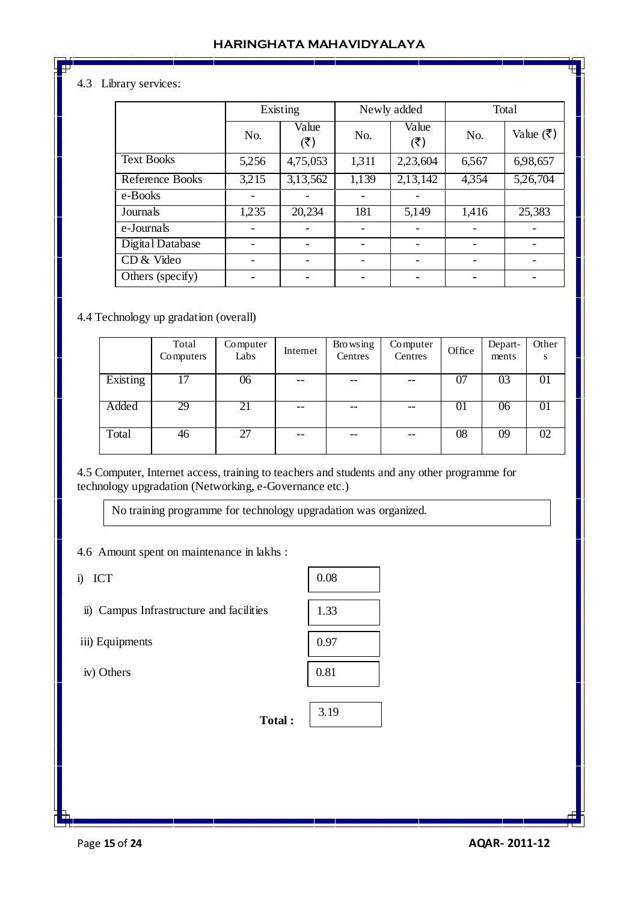4.3 Library services:

| | Existing | | Newly added | | Total | |
|---|---|---|---|---|---|---|
| | No. | Value (₹) | No. | Value (₹) | No. | Value (₹) |
| Text Books | 5,256 | 4,75,053 | 1,311 | 2,23,604 | 6,567 | 6,98,657 |
| Reference Books | 3,215 | 3,13,562 | 1,139 | 2,13,142 | 4,354 | 5,26,704 |
| e-Books | - | - | - | - | | |
| Journals | 1,235 | 20,234 | 181 | 5,149 | 1,416 | 25,383 |
| e-Journals | - | - | - | - | - | - |
| Digital Database | - | - | - | - | - | - |
| CD & Video | - | - | - | - | - | - |
| Others (specify) | - | - | - | - | - | - |

4.4 Technology up gradation (overall)

| | Total Computers | Computer Labs | Internet | Browsing Centres | Computer Centres | Office | Depart-ments | Others |
|---|---|---|---|---|---|---|---|---|
| Existing | 17 | 06 | -- | -- | -- | 07 | 03 | 01 |
| Added | 29 | 21 | -- | -- | -- | 01 | 06 | 01 |
| Total | 46 | 27 | -- | -- | -- | 08 | 09 | 02 |

4.5 Computer, Internet access, training to teachers and students and any other programme for technology upgradation (Networking, e-Governance etc.)

No training programme for technology upgradation was organized.

4.6 Amount spent on maintenance in lakhs :

i) ICT 0.08

ii) Campus Infrastructure and facilities 1.33

iii) Equipments 0.97

iv) Others 0.81

**Total :** 3.19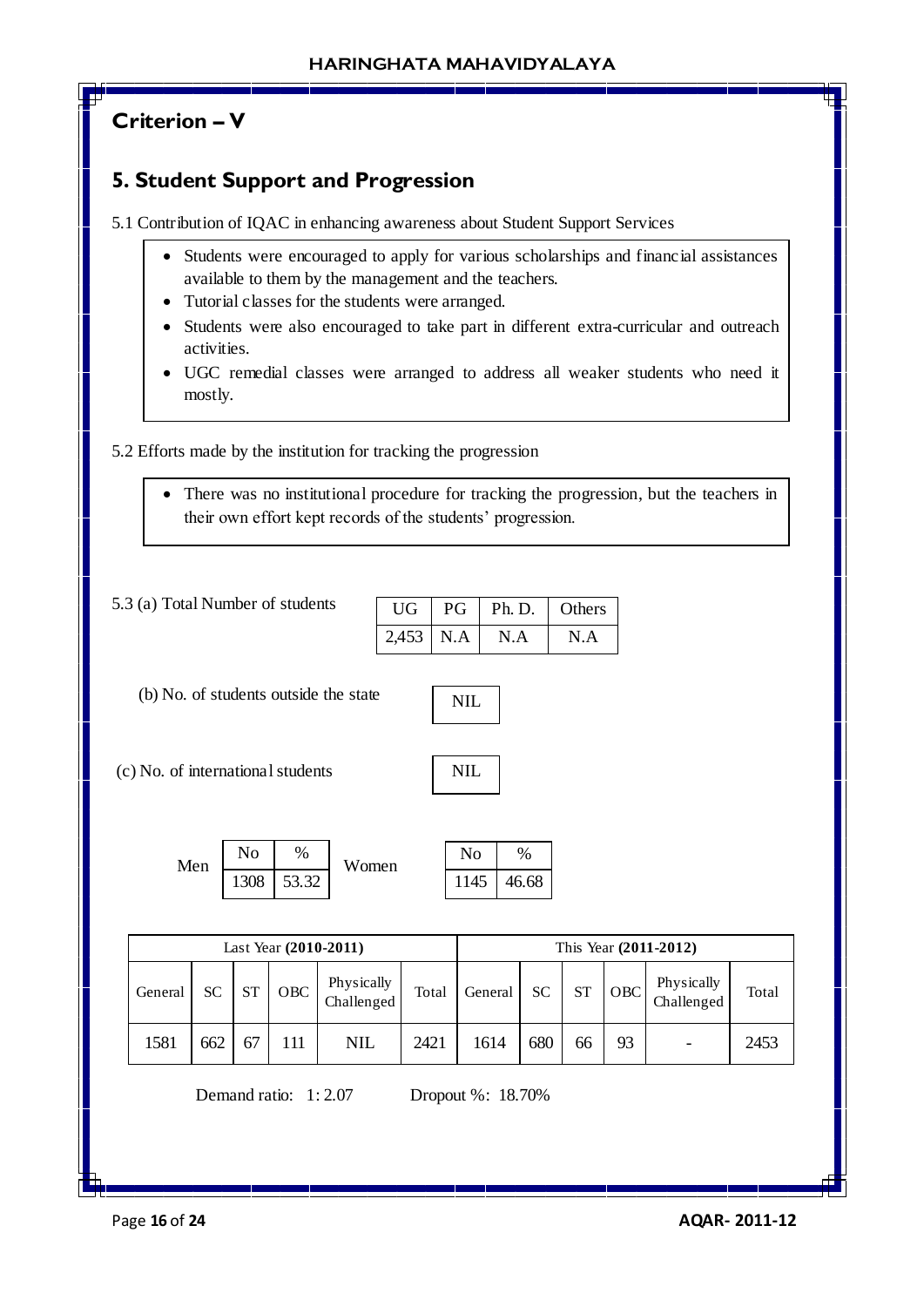## Criterion – V

## 5. Student Support and Progression

5.1 Contribution of IQAC in enhancing awareness about Student Support Services

- Students were encouraged to apply for various scholarships and financial assistances available to them by the management and the teachers.
- Tutorial classes for the students were arranged.
- Students were also encouraged to take part in different extra-curricular and outreach activities.
- UGC remedial classes were arranged to address all weaker students who need it mostly.

5.2 Efforts made by the institution for tracking the progression

- There was no institutional procedure for tracking the progression, but the teachers in their own effort kept records of the students' progression.

5.3 (a) Total Number of students

| UG | PG | Ph. D. | Others |
|---|---|---|---|
| 2,453 | N.A | N.A | N.A |

(b) No. of students outside the state: NIL

(c) No. of international students: NIL

Men

| No | % |
|---|---|
| 1308 | 53.32 |

Women

| No | % |
|---|---|
| 1145 | 46.68 |

| Last Year **(2010-2011)** | | | | | | This Year **(2011-2012)** | | | | | |
|---|---|---|---|---|---|---|---|---|---|---|---|
| General | SC | ST | OBC | Physically Challenged | Total | General | SC | ST | OBC | Physically Challenged | Total |
| 1581 | 662 | 67 | 111 | NIL | 2421 | 1614 | 680 | 66 | 93 | - | 2453 |

Demand ratio: 1: 2.07 Dropout %: 18.70%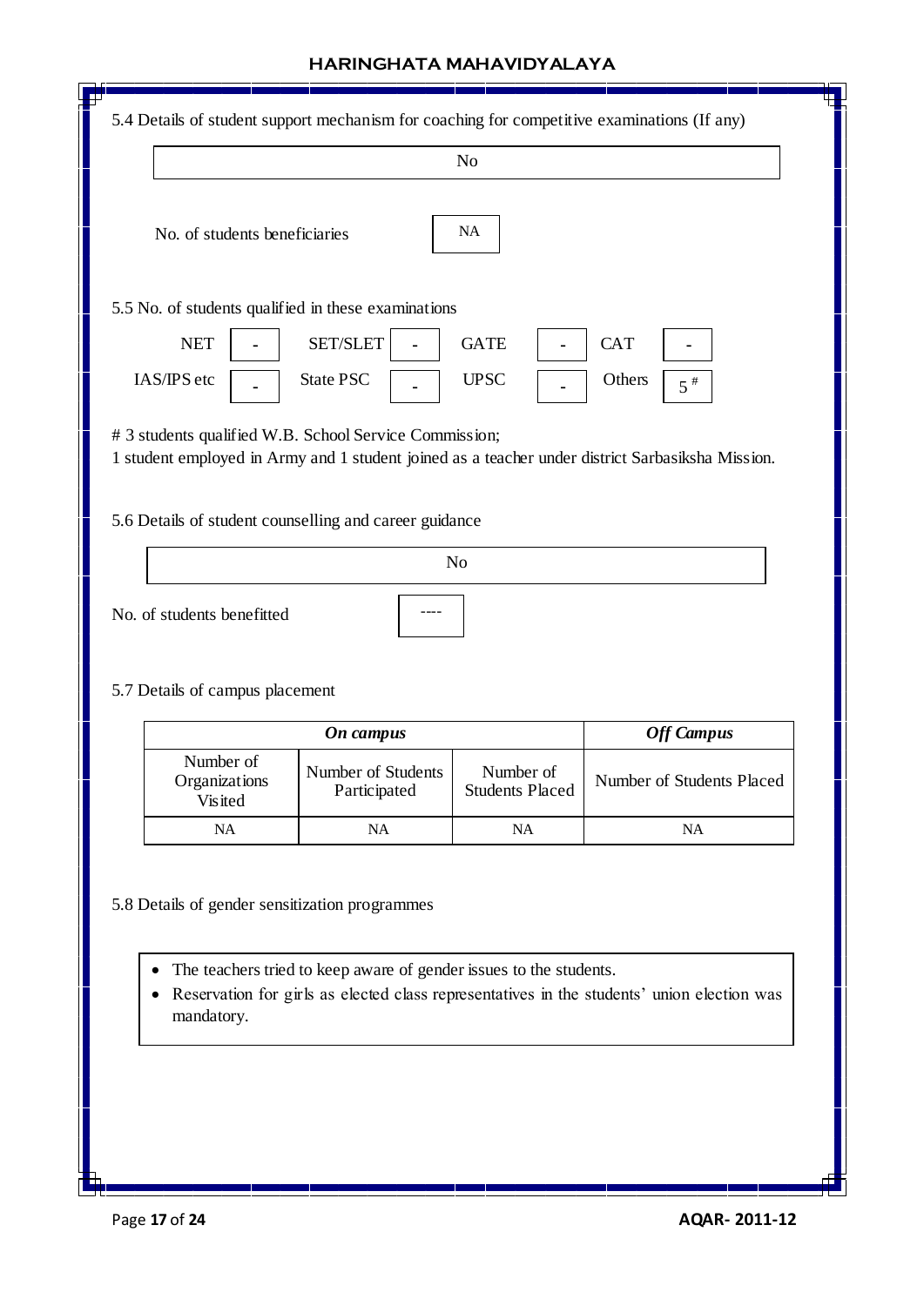5.4 Details of student support mechanism for coaching for competitive examinations (If any)

| No |
|---|

No. of students beneficiaries: NA

5.5 No. of students qualified in these examinations

| NET | - | SET/SLET | - | GATE | - | CAT | - |
|---|---|---|---|---|---|---|---|
| IAS/IPS etc | - | State PSC | - | UPSC | - | Others | 5 # |

# 3 students qualified W.B. School Service Commission;
1 student employed in Army and 1 student joined as a teacher under district Sarbasiksha Mission.

5.6 Details of student counselling and career guidance

| No |
|---|

No. of students benefitted: ----

5.7 Details of campus placement

| ***On campus*** | | | ***Off Campus*** |
|---|---|---|---|
| Number of Organizations Visited | Number of Students Participated | Number of Students Placed | Number of Students Placed |
| NA | NA | NA | NA |

5.8 Details of gender sensitization programmes

- The teachers tried to keep aware of gender issues to the students.
- Reservation for girls as elected class representatives in the students' union election was mandatory.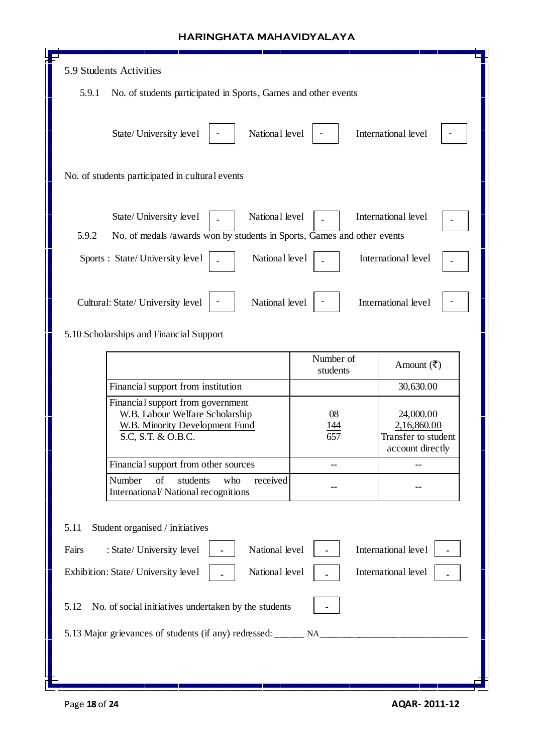5.9 Students Activities

5.9.1 No. of students participated in Sports, Games and other events

State/ University level | - | National level | - | International level | -

No. of students participated in cultural events

State/ University level | - | National level | - | International level | -

5.9.2 No. of medals /awards won by students in Sports, Games and other events

Sports : State/ University level | - | National level | - | International level | -

Cultural: State/ University level | - | National level | - | International level | -

5.10 Scholarships and Financial Support

| | Number of students | Amount (₹) |
|---|---|---|
| Financial support from institution | | 30,630.00 |
| Financial support from government<br>W.B. Labour Welfare Scholarship<br>W.B. Minority Development Fund<br>S.C, S.T. & O.B.C. | <br>08<br>144<br>657 | <br>24,000.00<br>2,16,860.00<br>Transfer to student account directly |
| Financial support from other sources | -- | -- |
| Number of students who received International/ National recognitions | -- | -- |

5.11 Student organised / initiatives

Fairs : State/ University level | - | National level | - | International level | -

Exhibition: State/ University level | - | National level | - | International level | -

5.12 No. of social initiatives undertaken by the students | -

5.13 Major grievances of students (if any) redressed: ______ NA______________________________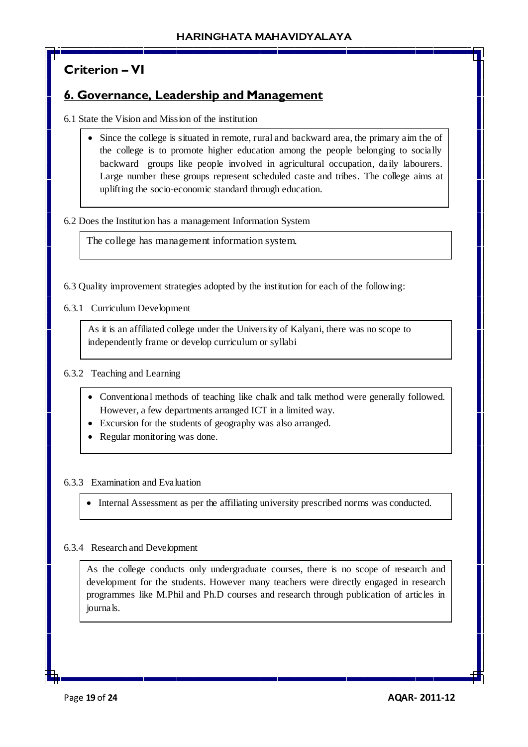## Criterion – VI

## 6. Governance, Leadership and Management

6.1 State the Vision and Mission of the institution

- Since the college is situated in remote, rural and backward area, the primary aim the of the college is to promote higher education among the people belonging to socially backward groups like people involved in agricultural occupation, daily labourers. Large number these groups represent scheduled caste and tribes. The college aims at uplifting the socio-economic standard through education.

6.2 Does the Institution has a management Information System

The college has management information system.

6.3 Quality improvement strategies adopted by the institution for each of the following:

6.3.1 Curriculum Development

As it is an affiliated college under the University of Kalyani, there was no scope to independently frame or develop curriculum or syllabi

6.3.2 Teaching and Learning

- Conventional methods of teaching like chalk and talk method were generally followed. However, a few departments arranged ICT in a limited way.
- Excursion for the students of geography was also arranged.
- Regular monitoring was done.

6.3.3 Examination and Evaluation

- Internal Assessment as per the affiliating university prescribed norms was conducted.

6.3.4 Research and Development

As the college conducts only undergraduate courses, there is no scope of research and development for the students. However many teachers were directly engaged in research programmes like M.Phil and Ph.D courses and research through publication of articles in journals.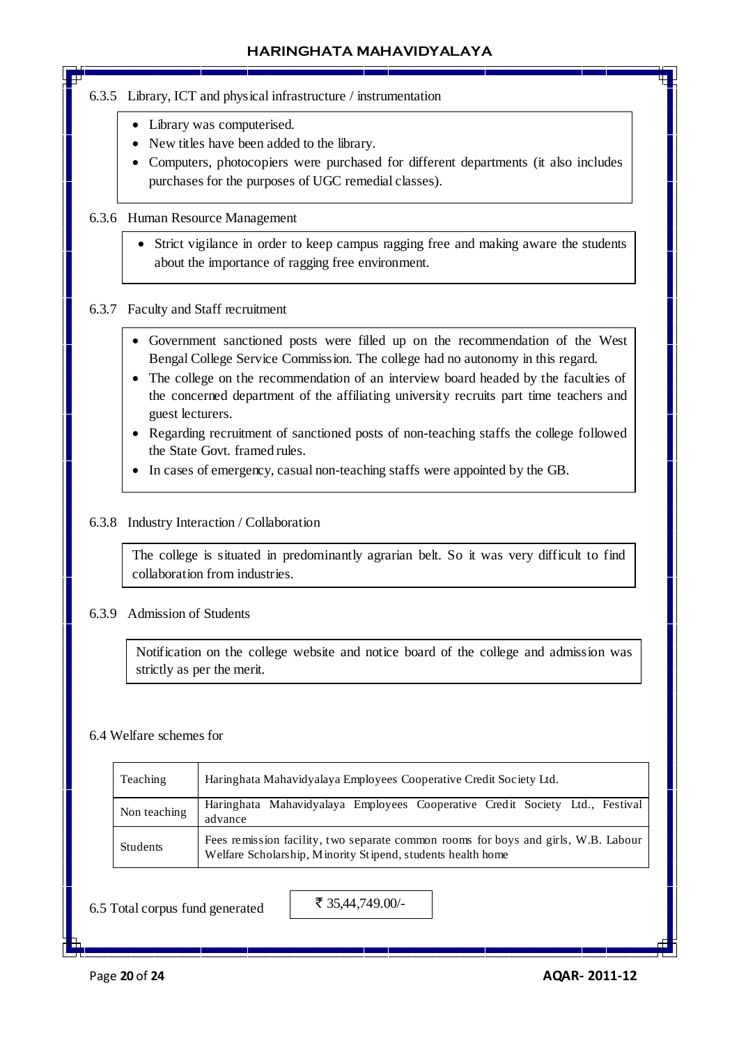6.3.5 Library, ICT and physical infrastructure / instrumentation

- Library was computerised.
- New titles have been added to the library.
- Computers, photocopiers were purchased for different departments (it also includes purchases for the purposes of UGC remedial classes).

6.3.6 Human Resource Management

- Strict vigilance in order to keep campus ragging free and making aware the students about the importance of ragging free environment.

6.3.7 Faculty and Staff recruitment

- Government sanctioned posts were filled up on the recommendation of the West Bengal College Service Commission. The college had no autonomy in this regard.
- The college on the recommendation of an interview board headed by the faculties of the concerned department of the affiliating university recruits part time teachers and guest lecturers.
- Regarding recruitment of sanctioned posts of non-teaching staffs the college followed the State Govt. framed rules.
- In cases of emergency, casual non-teaching staffs were appointed by the GB.

6.3.8 Industry Interaction / Collaboration

The college is situated in predominantly agrarian belt. So it was very difficult to find collaboration from industries.

6.3.9 Admission of Students

Notification on the college website and notice board of the college and admission was strictly as per the merit.

6.4 Welfare schemes for

| | |
|---|---|
| Teaching | Haringhata Mahavidyalaya Employees Cooperative Credit Society Ltd. |
| Non teaching | Haringhata Mahavidyalaya Employees Cooperative Credit Society Ltd., Festival advance |
| Students | Fees remission facility, two separate common rooms for boys and girls, W.B. Labour Welfare Scholarship, Minority Stipend, students health home |

6.5 Total corpus fund generated: ₹ 35,44,749.00/-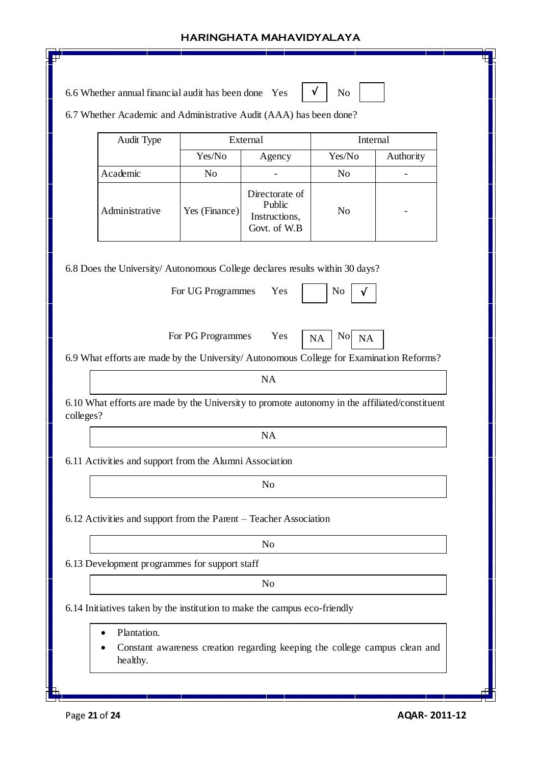6.6 Whether annual financial audit has been done Yes √ No

6.7 Whether Academic and Administrative Audit (AAA) has been done?

| Audit Type | External | | Internal | |
|---|---|---|---|---|
| | Yes/No | Agency | Yes/No | Authority |
| Academic | No | - | No | - |
| Administrative | Yes (Finance) | Directorate of Public Instructions, Govt. of W.B | No | - |

6.8 Does the University/ Autonomous College declares results within 30 days?

For UG Programmes Yes No √

For PG Programmes Yes NA No NA

6.9 What efforts are made by the University/ Autonomous College for Examination Reforms?

NA

6.10 What efforts are made by the University to promote autonomy in the affiliated/constituent colleges?

NA

6.11 Activities and support from the Alumni Association

No

6.12 Activities and support from the Parent – Teacher Association

No

6.13 Development programmes for support staff

No

6.14 Initiatives taken by the institution to make the campus eco-friendly

- Plantation.
- Constant awareness creation regarding keeping the college campus clean and healthy.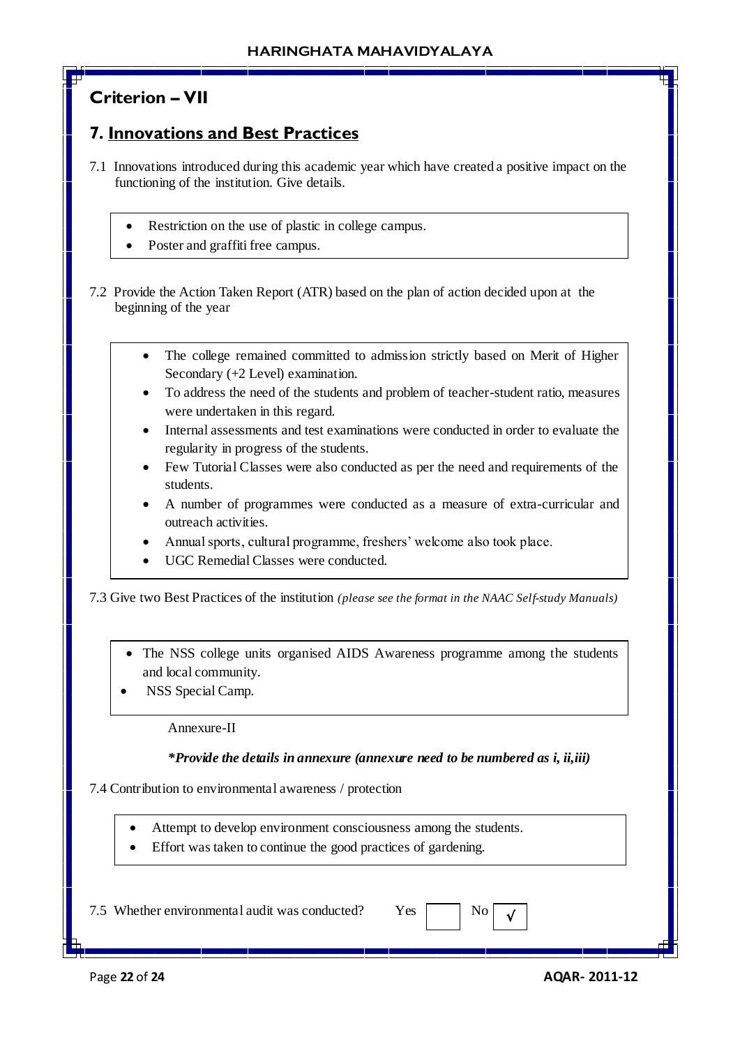## Criterion – VII

## 7. Innovations and Best Practices

7.1 Innovations introduced during this academic year which have created a positive impact on the functioning of the institution. Give details.

- Restriction on the use of plastic in college campus.
- Poster and graffiti free campus.

7.2 Provide the Action Taken Report (ATR) based on the plan of action decided upon at the beginning of the year

- The college remained committed to admission strictly based on Merit of Higher Secondary (+2 Level) examination.
- To address the need of the students and problem of teacher-student ratio, measures were undertaken in this regard.
- Internal assessments and test examinations were conducted in order to evaluate the regularity in progress of the students.
- Few Tutorial Classes were also conducted as per the need and requirements of the students.
- A number of programmes were conducted as a measure of extra-curricular and outreach activities.
- Annual sports, cultural programme, freshers' welcome also took place.
- UGC Remedial Classes were conducted.

7.3 Give two Best Practices of the institution *(please see the format in the NAAC Self-study Manuals)*

- The NSS college units organised AIDS Awareness programme among the students and local community.
- NSS Special Camp.

Annexure-II

***Provide the details in annexure (annexure need to be numbered as i, ii,iii)**

7.4 Contribution to environmental awareness / protection

- Attempt to develop environment consciousness among the students.
- Effort was taken to continue the good practices of gardening.

7.5 Whether environmental audit was conducted? Yes [ ] No [√]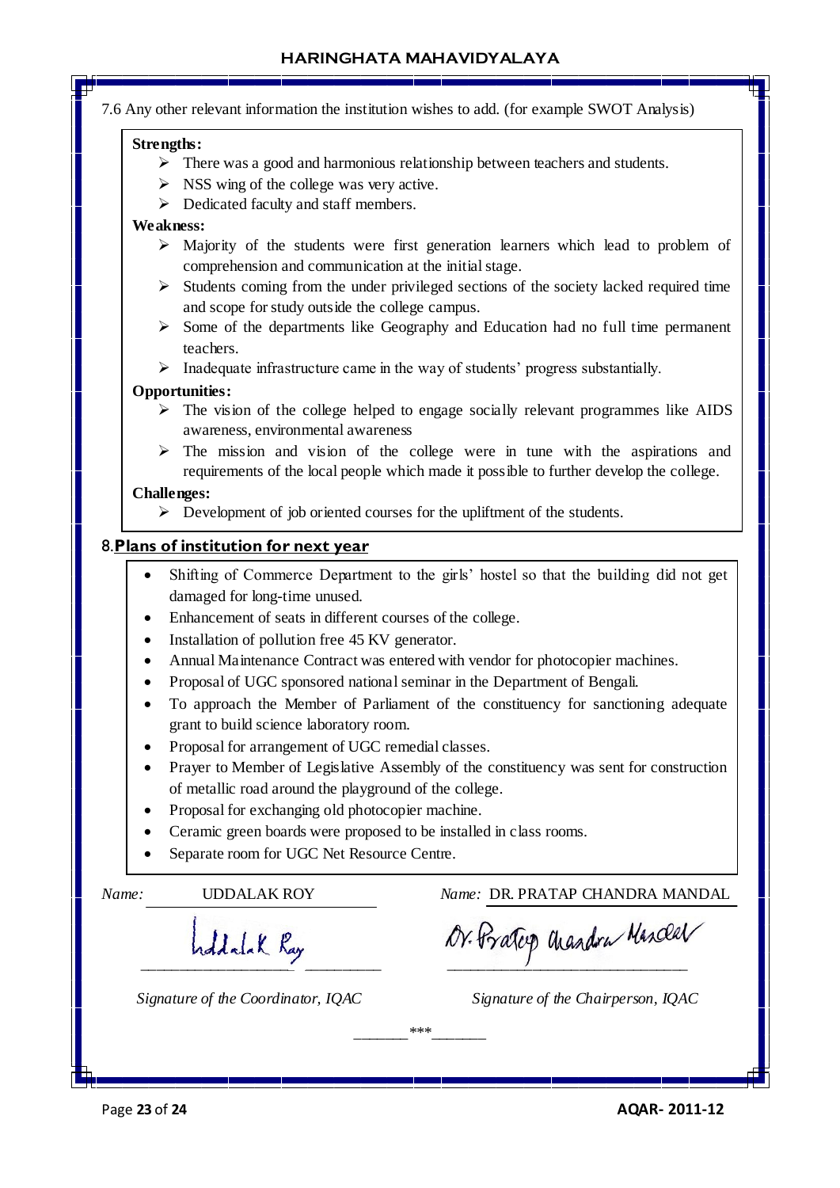7.6 Any other relevant information the institution wishes to add. (for example SWOT Analysis)

**Strengths:**

- There was a good and harmonious relationship between teachers and students.
- NSS wing of the college was very active.
- Dedicated faculty and staff members.

**Weakness:**

- Majority of the students were first generation learners which lead to problem of comprehension and communication at the initial stage.
- Students coming from the under privileged sections of the society lacked required time and scope for study outside the college campus.
- Some of the departments like Geography and Education had no full time permanent teachers.
- Inadequate infrastructure came in the way of students' progress substantially.

**Opportunities:**

- The vision of the college helped to engage socially relevant programmes like AIDS awareness, environmental awareness
- The mission and vision of the college were in tune with the aspirations and requirements of the local people which made it possible to further develop the college.

**Challenges:**

- Development of job oriented courses for the upliftment of the students.

## 8. Plans of institution for next year

- Shifting of Commerce Department to the girls' hostel so that the building did not get damaged for long-time unused.
- Enhancement of seats in different courses of the college.
- Installation of pollution free 45 KV generator.
- Annual Maintenance Contract was entered with vendor for photocopier machines.
- Proposal of UGC sponsored national seminar in the Department of Bengali.
- To approach the Member of Parliament of the constituency for sanctioning adequate grant to build science laboratory room.
- Proposal for arrangement of UGC remedial classes.
- Prayer to Member of Legislative Assembly of the constituency was sent for construction of metallic road around the playground of the college.
- Proposal for exchanging old photocopier machine.
- Ceramic green boards were proposed to be installed in class rooms.
- Separate room for UGC Net Resource Centre.

*Name:* UDDALAK ROY

Uddalak Ray

*Signature of the Coordinator, IQAC*

*Name:* DR. PRATAP CHANDRA MANDAL

Dr. Pratap Chandra Mandal

*Signature of the Chairperson, IQAC*

\*\*\*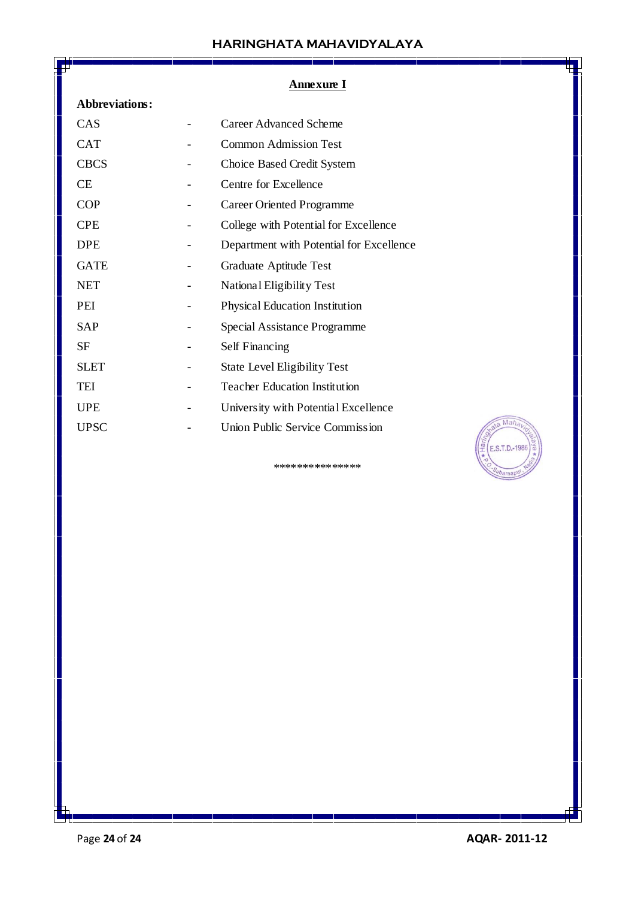## Annexure I

**Abbreviations:**

| | | |
|---|---|---|
| CAS | - | Career Advanced Scheme |
| CAT | - | Common Admission Test |
| CBCS | - | Choice Based Credit System |
| CE | - | Centre for Excellence |
| COP | - | Career Oriented Programme |
| CPE | - | College with Potential for Excellence |
| DPE | - | Department with Potential for Excellence |
| GATE | - | Graduate Aptitude Test |
| NET | - | National Eligibility Test |
| PEI | - | Physical Education Institution |
| SAP | - | Special Assistance Programme |
| SF | - | Self Financing |
| SLET | - | State Level Eligibility Test |
| TEI | - | Teacher Education Institution |
| UPE | - | University with Potential Excellence |
| UPSC | - | Union Public Service Commission |

***************